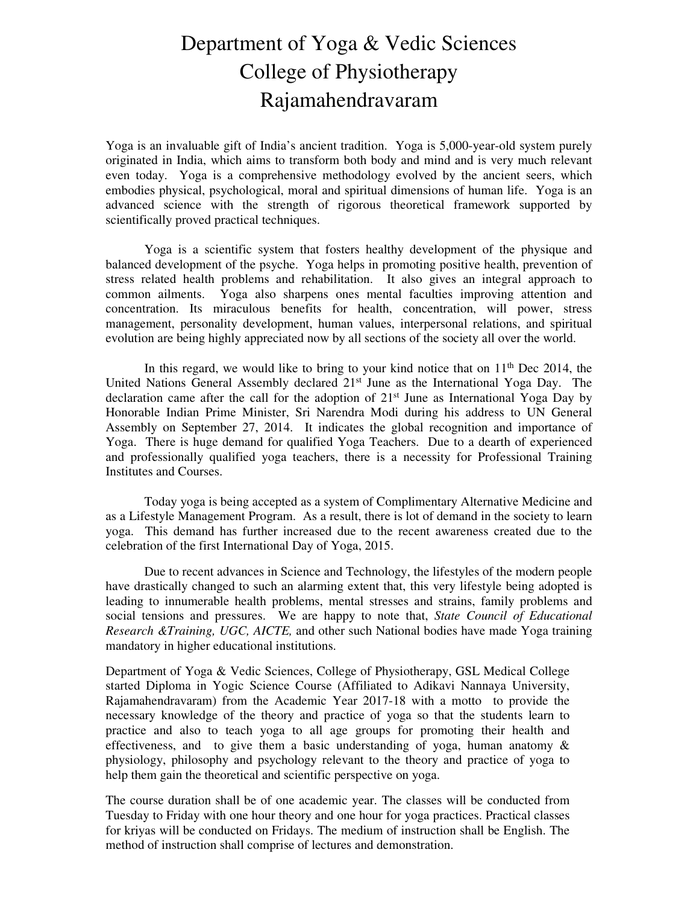// Department of Yoga & Vedic Sciences
// College of Physiotherapy
// Rajamahendravaram

# Department of Yoga & Vedic Sciences
# College of Physiotherapy
# Rajamahendravaram

Yoga is an invaluable gift of India's ancient tradition. Yoga is 5,000-year-old system purely originated in India, which aims to transform both body and mind and is very much relevant even today. Yoga is a comprehensive methodology evolved by the ancient seers, which embodies physical, psychological, moral and spiritual dimensions of human life. Yoga is an advanced science with the strength of rigorous theoretical framework supported by scientifically proved practical techniques.

Yoga is a scientific system that fosters healthy development of the physique and balanced development of the psyche. Yoga helps in promoting positive health, prevention of stress related health problems and rehabilitation. It also gives an integral approach to common ailments. Yoga also sharpens ones mental faculties improving attention and concentration. Its miraculous benefits for health, concentration, will power, stress management, personality development, human values, interpersonal relations, and spiritual evolution are being highly appreciated now by all sections of the society all over the world.

In this regard, we would like to bring to your kind notice that on 11th Dec 2014, the United Nations General Assembly declared 21st June as the International Yoga Day. The declaration came after the call for the adoption of 21st June as International Yoga Day by Honorable Indian Prime Minister, Sri Narendra Modi during his address to UN General Assembly on September 27, 2014. It indicates the global recognition and importance of Yoga. There is huge demand for qualified Yoga Teachers. Due to a dearth of experienced and professionally qualified yoga teachers, there is a necessity for Professional Training Institutes and Courses.

Today yoga is being accepted as a system of Complimentary Alternative Medicine and as a Lifestyle Management Program. As a result, there is lot of demand in the society to learn yoga. This demand has further increased due to the recent awareness created due to the celebration of the first International Day of Yoga, 2015.

Due to recent advances in Science and Technology, the lifestyles of the modern people have drastically changed to such an alarming extent that, this very lifestyle being adopted is leading to innumerable health problems, mental stresses and strains, family problems and social tensions and pressures. We are happy to note that, *State Council of Educational Research &Training, UGC, AICTE,* and other such National bodies have made Yoga training mandatory in higher educational institutions.

Department of Yoga & Vedic Sciences, College of Physiotherapy, GSL Medical College started Diploma in Yogic Science Course (Affiliated to Adikavi Nannaya University, Rajamahendravaram) from the Academic Year 2017-18 with a motto to provide the necessary knowledge of the theory and practice of yoga so that the students learn to practice and also to teach yoga to all age groups for promoting their health and effectiveness, and to give them a basic understanding of yoga, human anatomy & physiology, philosophy and psychology relevant to the theory and practice of yoga to help them gain the theoretical and scientific perspective on yoga.

The course duration shall be of one academic year. The classes will be conducted from Tuesday to Friday with one hour theory and one hour for yoga practices. Practical classes for kriyas will be conducted on Fridays. The medium of instruction shall be English. The method of instruction shall comprise of lectures and demonstration.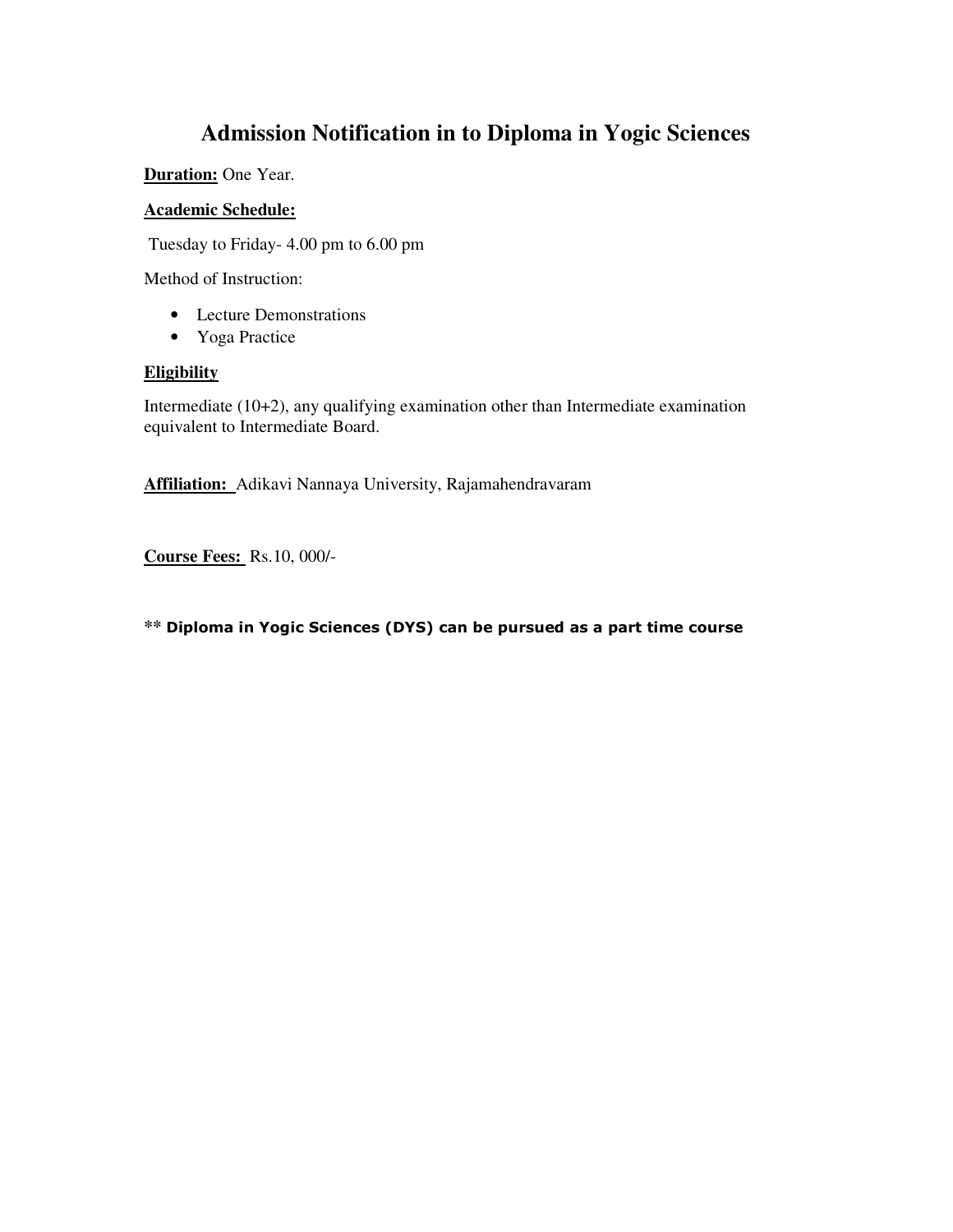# Admission Notification in to Diploma in Yogic Sciences

**Duration:** One Year.

**Academic Schedule:**

Tuesday to Friday- 4.00 pm to 6.00 pm

Method of Instruction:

- Lecture Demonstrations
- Yoga Practice

**Eligibility**

Intermediate (10+2), any qualifying examination other than Intermediate examination equivalent to Intermediate Board.

**Affiliation:** Adikavi Nannaya University, Rajamahendravaram

**Course Fees:** Rs.10, 000/-

** **Diploma in Yogic Sciences (DYS) can be pursued as a part time course**